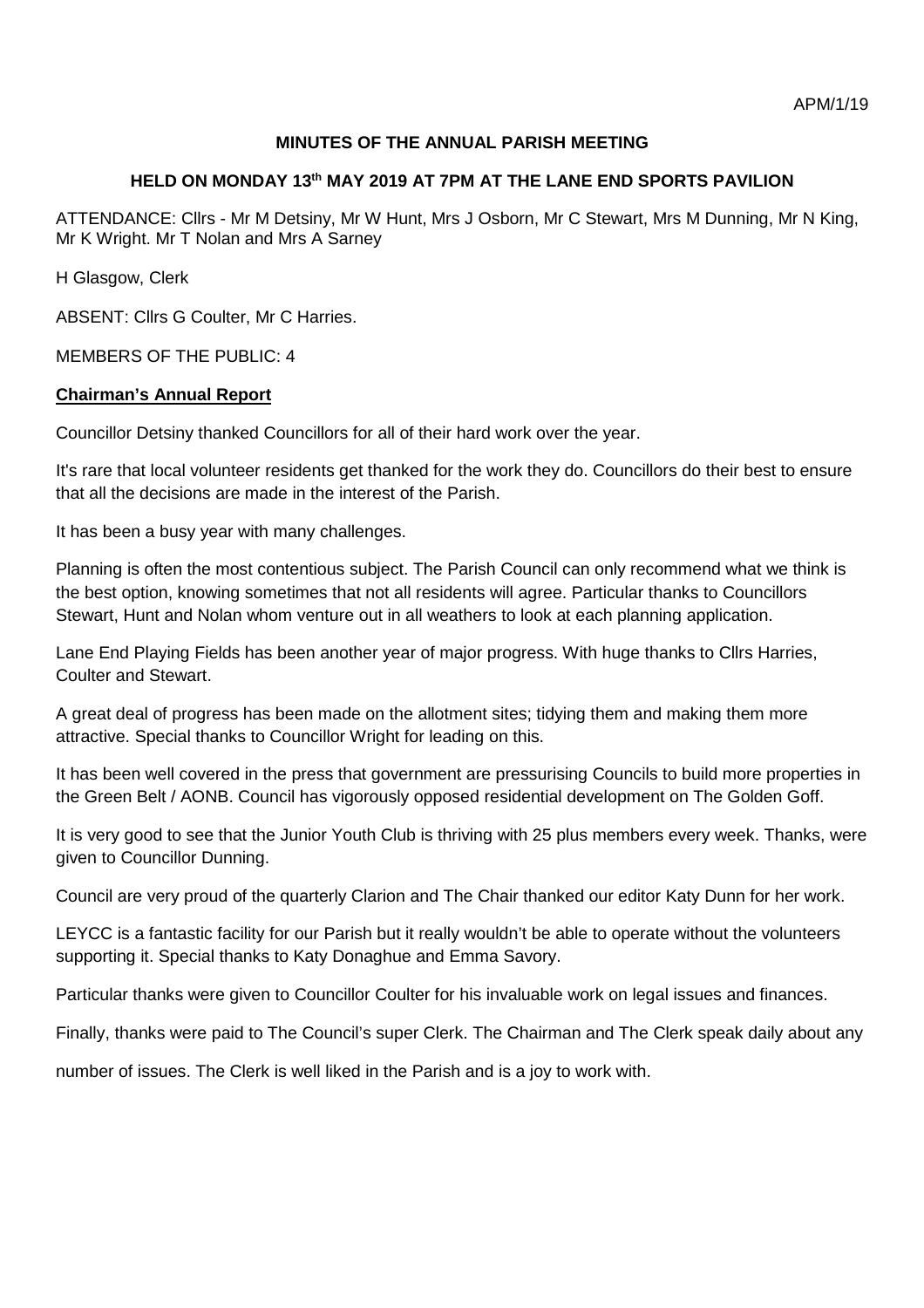APM/1/19

**MINUTES OF THE ANNUAL PARISH MEETING**

**HELD ON MONDAY 13th MAY 2019 AT 7PM AT THE LANE END SPORTS PAVILION**

ATTENDANCE: Cllrs - Mr M Detsiny, Mr W Hunt, Mrs J Osborn, Mr C Stewart, Mrs M Dunning, Mr N King, Mr K Wright. Mr T Nolan and Mrs A Sarney

H Glasgow, Clerk

ABSENT: Cllrs G Coulter, Mr C Harries.

MEMBERS OF THE PUBLIC: 4

## Chairman's Annual Report

Councillor Detsiny thanked Councillors for all of their hard work over the year.

It's rare that local volunteer residents get thanked for the work they do. Councillors do their best to ensure that all the decisions are made in the interest of the Parish.

It has been a busy year with many challenges.

Planning is often the most contentious subject. The Parish Council can only recommend what we think is the best option, knowing sometimes that not all residents will agree. Particular thanks to Councillors Stewart, Hunt and Nolan whom venture out in all weathers to look at each planning application.

Lane End Playing Fields has been another year of major progress. With huge thanks to Cllrs Harries, Coulter and Stewart.

A great deal of progress has been made on the allotment sites; tidying them and making them more attractive. Special thanks to Councillor Wright for leading on this.

It has been well covered in the press that government are pressurising Councils to build more properties in the Green Belt / AONB. Council has vigorously opposed residential development on The Golden Goff.

It is very good to see that the Junior Youth Club is thriving with 25 plus members every week. Thanks, were given to Councillor Dunning.

Council are very proud of the quarterly Clarion and The Chair thanked our editor Katy Dunn for her work.

LEYCC is a fantastic facility for our Parish but it really wouldn't be able to operate without the volunteers supporting it. Special thanks to Katy Donaghue and Emma Savory.

Particular thanks were given to Councillor Coulter for his invaluable work on legal issues and finances.

Finally, thanks were paid to The Council's super Clerk. The Chairman and The Clerk speak daily about any number of issues. The Clerk is well liked in the Parish and is a joy to work with.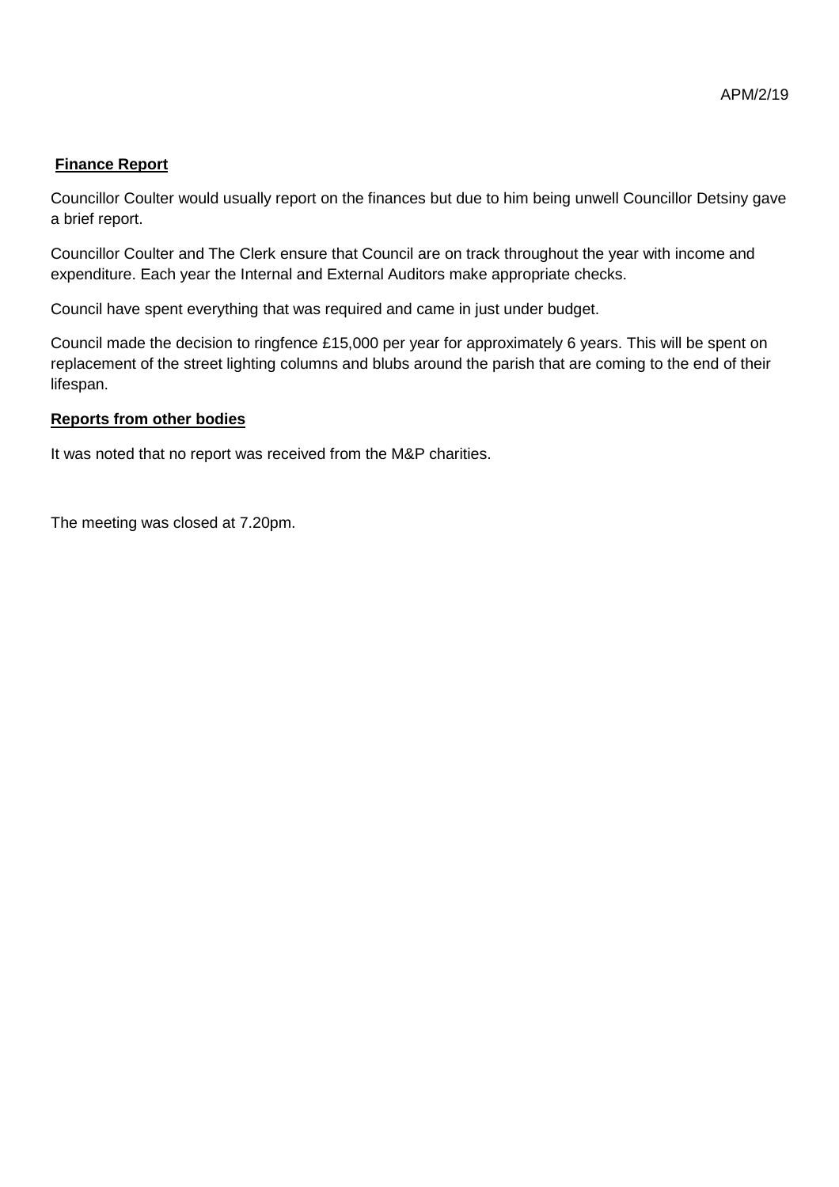**Finance Report**

Councillor Coulter would usually report on the finances but due to him being unwell Councillor Detsiny gave a brief report.

Councillor Coulter and The Clerk ensure that Council are on track throughout the year with income and expenditure. Each year the Internal and External Auditors make appropriate checks.

Council have spent everything that was required and came in just under budget.

Council made the decision to ringfence £15,000 per year for approximately 6 years. This will be spent on replacement of the street lighting columns and blubs around the parish that are coming to the end of their lifespan.

**Reports from other bodies**

It was noted that no report was received from the M&P charities.

The meeting was closed at 7.20pm.